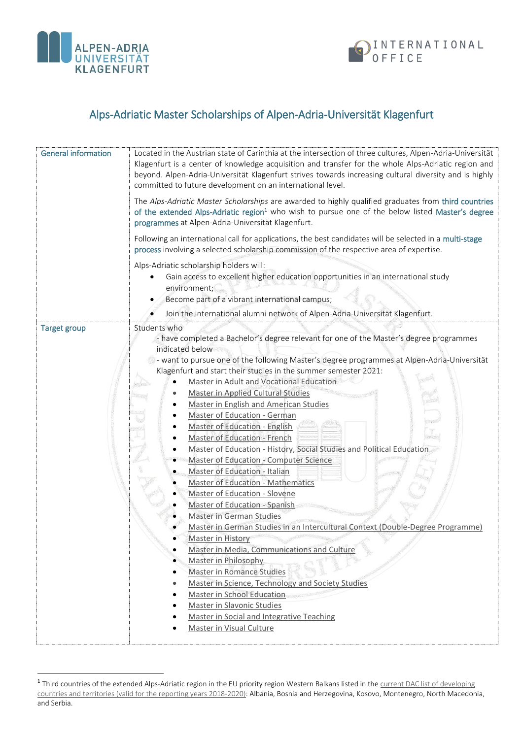# Alps-Adriatic Master Scholarships of Alpen-Adria-Universität Klagenfurt

| | |
|---|---|
| General information | Located in the Austrian state of Carinthia at the intersection of three cultures, Alpen-Adria-Universität Klagenfurt is a center of knowledge acquisition and transfer for the whole Alps-Adriatic region and beyond. Alpen-Adria-Universität Klagenfurt strives towards increasing cultural diversity and is highly committed to future development on an international level.<br><br>The *Alps-Adriatic Master Scholarships* are awarded to highly qualified graduates from third countries of the extended Alps-Adriatic region[1] who wish to pursue one of the below listed Master's degree programmes at Alpen-Adria-Universität Klagenfurt.<br><br>Following an international call for applications, the best candidates will be selected in a multi-stage process involving a selected scholarship commission of the respective area of expertise.<br><br>Alps-Adriatic scholarship holders will:<br>• Gain access to excellent higher education opportunities in an international study environment;<br>• Become part of a vibrant international campus;<br>• Join the international alumni network of Alpen-Adria-Universität Klagenfurt. |
| Target group | Students who<br>- have completed a Bachelor's degree relevant for one of the Master's degree programmes indicated below<br>- want to pursue one of the following Master's degree programmes at Alpen-Adria-Universität Klagenfurt and start their studies in the summer semester 2021:<br>• Master in Adult and Vocational Education<br>• Master in Applied Cultural Studies<br>• Master in English and American Studies<br>• Master of Education - German<br>• Master of Education - English<br>• Master of Education - French<br>• Master of Education - History, Social Studies and Political Education<br>• Master of Education - Computer Science<br>• Master of Education - Italian<br>• Master of Education - Mathematics<br>• Master of Education - Slovene<br>• Master of Education - Spanish<br>• Master in German Studies<br>• Master in German Studies in an Intercultural Context (Double-Degree Programme)<br>• Master in History<br>• Master in Media, Communications and Culture<br>• Master in Philosophy<br>• Master in Romance Studies<br>• Master in Science, Technology and Society Studies<br>• Master in School Education<br>• Master in Slavonic Studies<br>• Master in Social and Integrative Teaching<br>• Master in Visual Culture |

[1] Third countries of the extended Alps-Adriatic region in the EU priority region Western Balkans listed in the current DAC list of developing countries and territories (valid for the reporting years 2018-2020): Albania, Bosnia and Herzegovina, Kosovo, Montenegro, North Macedonia, and Serbia.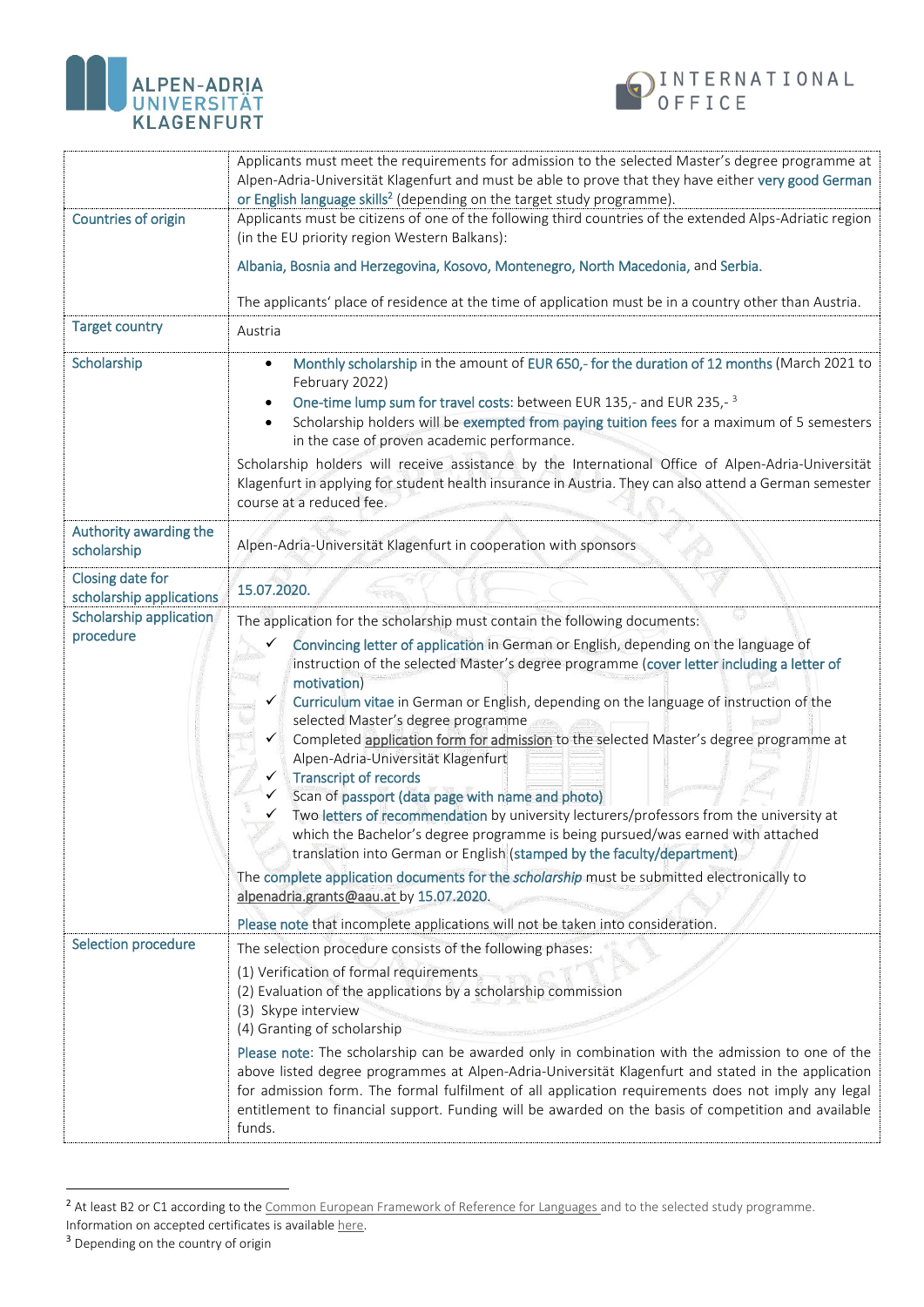| | |
|---|---|
| | Applicants must meet the requirements for admission to the selected Master's degree programme at Alpen-Adria-Universität Klagenfurt and must be able to prove that they have either very good German or English language skills[2] (depending on the target study programme). |
| Countries of origin | Applicants must be citizens of one of the following third countries of the extended Alps-Adriatic region (in the EU priority region Western Balkans):<br><br>Albania, Bosnia and Herzegovina, Kosovo, Montenegro, North Macedonia, and Serbia.<br><br>The applicants' place of residence at the time of application must be in a country other than Austria. |
| Target country | Austria |
| Scholarship | • Monthly scholarship in the amount of EUR 650,- for the duration of 12 months (March 2021 to February 2022)<br>• One-time lump sum for travel costs: between EUR 135,- and EUR 235,-[3]<br>• Scholarship holders will be exempted from paying tuition fees for a maximum of 5 semesters in the case of proven academic performance.<br><br>Scholarship holders will receive assistance by the International Office of Alpen-Adria-Universität Klagenfurt in applying for student health insurance in Austria. They can also attend a German semester course at a reduced fee. |
| Authority awarding the scholarship | Alpen-Adria-Universität Klagenfurt in cooperation with sponsors |
| Closing date for scholarship applications | 15.07.2020. |
| Scholarship application procedure | The application for the scholarship must contain the following documents:<br>✓ Convincing letter of application in German or English, depending on the language of instruction of the selected Master's degree programme (cover letter including a letter of motivation)<br>✓ Curriculum vitae in German or English, depending on the language of instruction of the selected Master's degree programme<br>✓ Completed application form for admission to the selected Master's degree programme at Alpen-Adria-Universität Klagenfurt<br>✓ Transcript of records<br>✓ Scan of passport (data page with name and photo)<br>✓ Two letters of recommendation by university lecturers/professors from the university at which the Bachelor's degree programme is being pursued/was earned with attached translation into German or English (stamped by the faculty/department)<br><br>The complete application documents for the *scholarship* must be submitted electronically to alpenadria.grants@aau.at by 15.07.2020.<br><br>Please note that incomplete applications will not be taken into consideration. |
| Selection procedure | The selection procedure consists of the following phases:<br>(1) Verification of formal requirements<br>(2) Evaluation of the applications by a scholarship commission<br>(3) Skype interview<br>(4) Granting of scholarship<br><br>Please note: The scholarship can be awarded only in combination with the admission to one of the above listed degree programmes at Alpen-Adria-Universität Klagenfurt and stated in the application for admission form. The formal fulfilment of all application requirements does not imply any legal entitlement to financial support. Funding will be awarded on the basis of competition and available funds. |

[2] At least B2 or C1 according to the Common European Framework of Reference for Languages and to the selected study programme. Information on accepted certificates is available here.

[3] Depending on the country of origin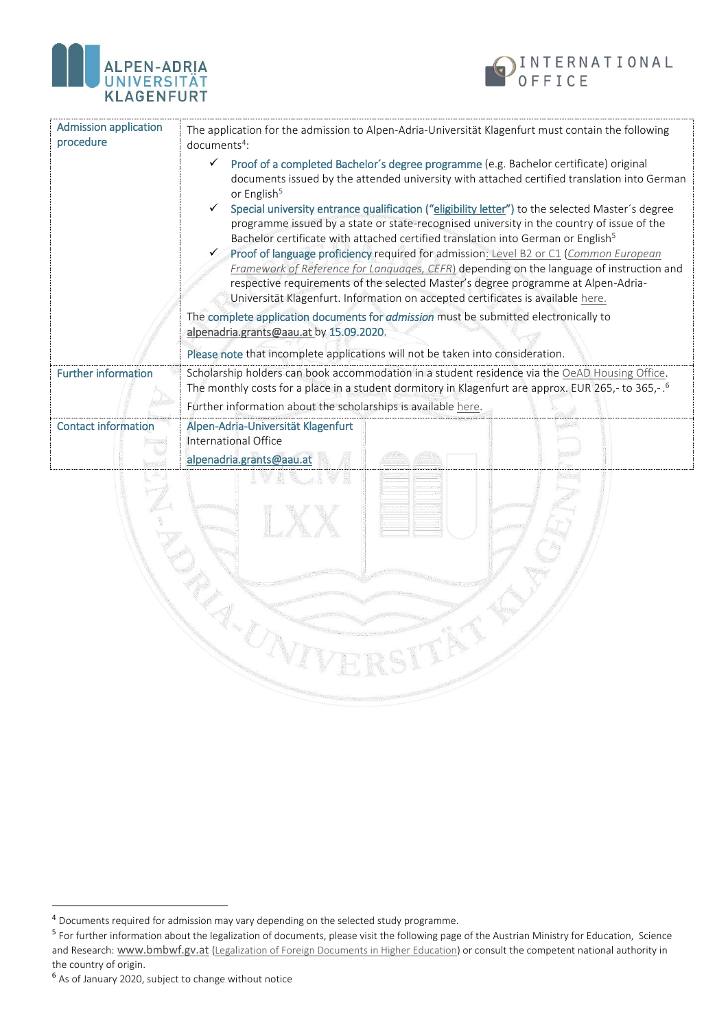| | |
|---|---|
| Admission application procedure | The application for the admission to Alpen-Adria-Universität Klagenfurt must contain the following documents[4]:<br>✓ Proof of a completed Bachelor´s degree programme (e.g. Bachelor certificate) original documents issued by the attended university with attached certified translation into German or English[5]<br>✓ Special university entrance qualification ("eligibility letter") to the selected Master´s degree programme issued by a state or state-recognised university in the country of issue of the Bachelor certificate with attached certified translation into German or English[5]<br>✓ Proof of language proficiency required for admission: Level B2 or C1 (*Common European Framework of Reference for Languages, CEFR*) depending on the language of instruction and respective requirements of the selected Master's degree programme at Alpen-Adria-Universität Klagenfurt. Information on accepted certificates is available here.<br>The complete application documents for *admission* must be submitted electronically to alpenadria.grants@aau.at by 15.09.2020.<br>Please note that incomplete applications will not be taken into consideration. |
| Further information | Scholarship holders can book accommodation in a student residence via the OeAD Housing Office. The monthly costs for a place in a student dormitory in Klagenfurt are approx. EUR 265,- to 365,- .[6]<br>Further information about the scholarships is available here. |
| Contact information | Alpen-Adria-Universität Klagenfurt<br>International Office<br>alpenadria.grants@aau.at |

[4] Documents required for admission may vary depending on the selected study programme.

[5] For further information about the legalization of documents, please visit the following page of the Austrian Ministry for Education, Science and Research: www.bmbwf.gv.at (Legalization of Foreign Documents in Higher Education) or consult the competent national authority in the country of origin.

[6] As of January 2020, subject to change without notice